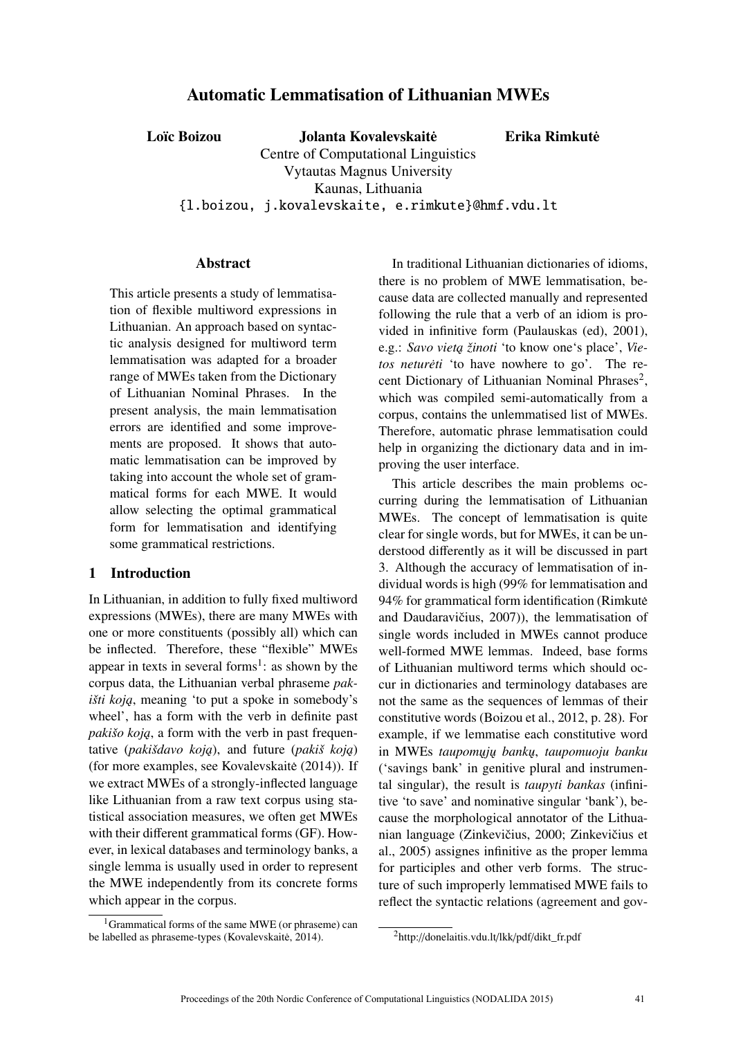# Automatic Lemmatisation of Lithuanian MWEs

**Loïc Boizou** **Jolanta Kovalevskaitė** **Erika Rimkutė**

Centre of Computational Linguistics
Vytautas Magnus University
Kaunas, Lithuania
{l.boizou, j.kovalevskaite, e.rimkute}@hmf.vdu.lt

## Abstract

This article presents a study of lemmatisation of flexible multiword expressions in Lithuanian. An approach based on syntactic analysis designed for multiword term lemmatisation was adapted for a broader range of MWEs taken from the Dictionary of Lithuanian Nominal Phrases. In the present analysis, the main lemmatisation errors are identified and some improvements are proposed. It shows that automatic lemmatisation can be improved by taking into account the whole set of grammatical forms for each MWE. It would allow selecting the optimal grammatical form for lemmatisation and identifying some grammatical restrictions.

## 1 Introduction

In Lithuanian, in addition to fully fixed multiword expressions (MWEs), there are many MWEs with one or more constituents (possibly all) which can be inflected. Therefore, these "flexible" MWEs appear in texts in several forms[1]: as shown by the corpus data, the Lithuanian verbal phraseme *pakišti koją*, meaning 'to put a spoke in somebody's wheel', has a form with the verb in definite past *pakišo koją*, a form with the verb in past frequentative (*pakišdavo koją*), and future (*pakiš koją*) (for more examples, see Kovalevskaitė (2014)). If we extract MWEs of a strongly-inflected language like Lithuanian from a raw text corpus using statistical association measures, we often get MWEs with their different grammatical forms (GF). However, in lexical databases and terminology banks, a single lemma is usually used in order to represent the MWE independently from its concrete forms which appear in the corpus.

[1] Grammatical forms of the same MWE (or phraseme) can be labelled as phraseme-types (Kovalevskaitė, 2014).

In traditional Lithuanian dictionaries of idioms, there is no problem of MWE lemmatisation, because data are collected manually and represented following the rule that a verb of an idiom is provided in infinitive form (Paulauskas (ed), 2001), e.g.: *Savo vietą žinoti* 'to know one's place', *Vietos neturėti* 'to have nowhere to go'. The recent Dictionary of Lithuanian Nominal Phrases[2], which was compiled semi-automatically from a corpus, contains the unlemmatised list of MWEs. Therefore, automatic phrase lemmatisation could help in organizing the dictionary data and in improving the user interface.

This article describes the main problems occurring during the lemmatisation of Lithuanian MWEs. The concept of lemmatisation is quite clear for single words, but for MWEs, it can be understood differently as it will be discussed in part 3. Although the accuracy of lemmatisation of individual words is high (99% for lemmatisation and 94% for grammatical form identification (Rimkutė and Daudaravičius, 2007)), the lemmatisation of single words included in MWEs cannot produce well-formed MWE lemmas. Indeed, base forms of Lithuanian multiword terms which should occur in dictionaries and terminology databases are not the same as the sequences of lemmas of their constitutive words (Boizou et al., 2012, p. 28). For example, if we lemmatise each constitutive word in MWEs *taupomųjų bankų*, *taupomuoju banku* ('savings bank' in genitive plural and instrumental singular), the result is *taupyti bankas* (infinitive 'to save' and nominative singular 'bank'), because the morphological annotator of the Lithuanian language (Zinkevičius, 2000; Zinkevičius et al., 2005) assignes infinitive as the proper lemma for participles and other verb forms. The structure of such improperly lemmatised MWE fails to reflect the syntactic relations (agreement and gov-

[2] http://donelaitis.vdu.lt/lkk/pdf/dikt_fr.pdf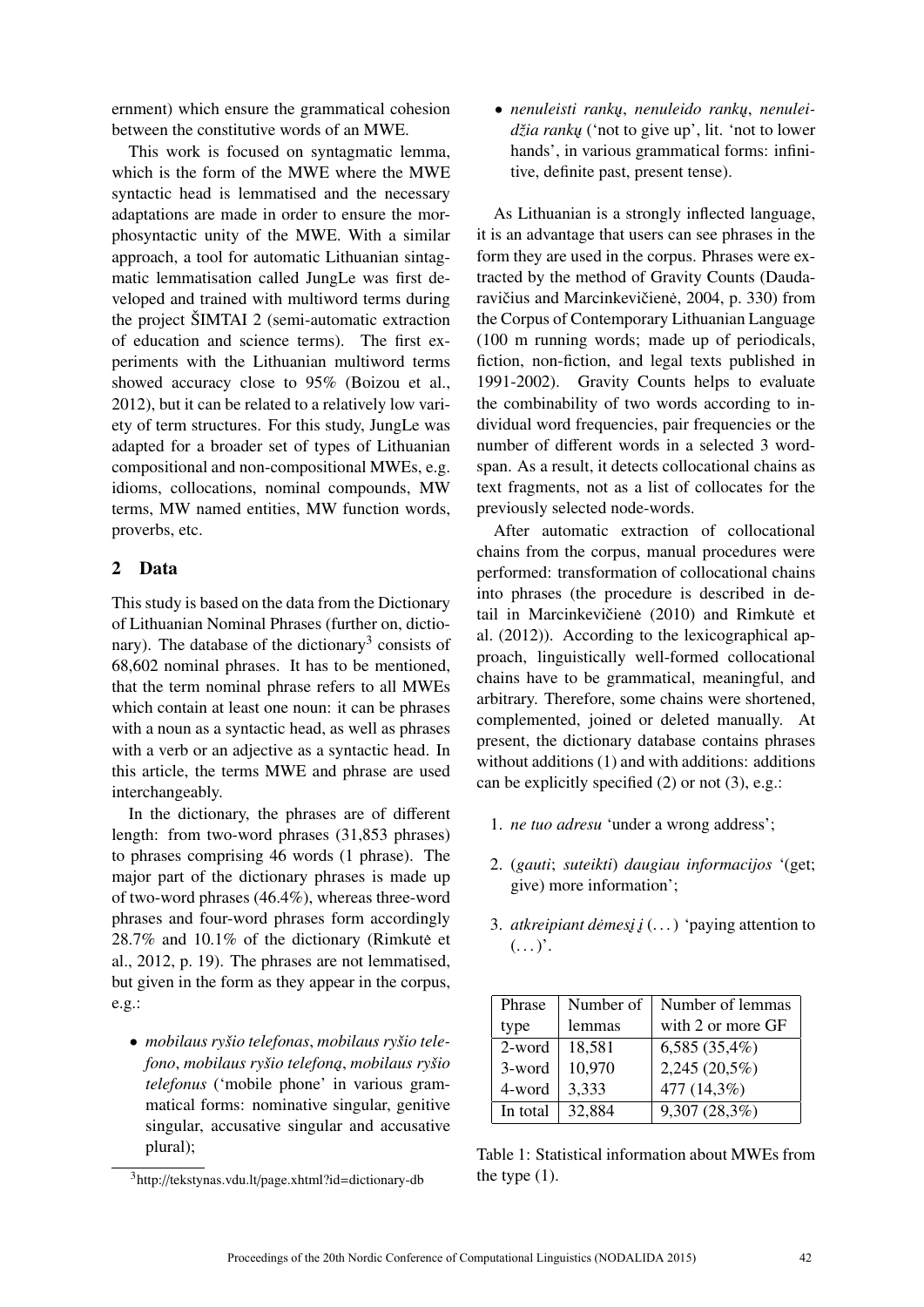ernment) which ensure the grammatical cohesion between the constitutive words of an MWE.

This work is focused on syntagmatic lemma, which is the form of the MWE where the MWE syntactic head is lemmatised and the necessary adaptations are made in order to ensure the morphosyntactic unity of the MWE. With a similar approach, a tool for automatic Lithuanian sintagmatic lemmatisation called JungLe was first developed and trained with multiword terms during the project ŠIMTAI 2 (semi-automatic extraction of education and science terms). The first experiments with the Lithuanian multiword terms showed accuracy close to 95% (Boizou et al., 2012), but it can be related to a relatively low variety of term structures. For this study, JungLe was adapted for a broader set of types of Lithuanian compositional and non-compositional MWEs, e.g. idioms, collocations, nominal compounds, MW terms, MW named entities, MW function words, proverbs, etc.

## 2 Data

This study is based on the data from the Dictionary of Lithuanian Nominal Phrases (further on, dictionary). The database of the dictionary[3] consists of 68,602 nominal phrases. It has to be mentioned, that the term nominal phrase refers to all MWEs which contain at least one noun: it can be phrases with a noun as a syntactic head, as well as phrases with a verb or an adjective as a syntactic head. In this article, the terms MWE and phrase are used interchangeably.

In the dictionary, the phrases are of different length: from two-word phrases (31,853 phrases) to phrases comprising 46 words (1 phrase). The major part of the dictionary phrases is made up of two-word phrases (46.4%), whereas three-word phrases and four-word phrases form accordingly 28.7% and 10.1% of the dictionary (Rimkutė et al., 2012, p. 19). The phrases are not lemmatised, but given in the form as they appear in the corpus, e.g.:

- *mobilaus ryšio telefonas*, *mobilaus ryšio telefono*, *mobilaus ryšio telefoną*, *mobilaus ryšio telefonus* ('mobile phone' in various grammatical forms: nominative singular, genitive singular, accusative singular and accusative plural);
- *nenuleisti rankų*, *nenuleido rankų*, *nenuleidžia rankų* ('not to give up', lit. 'not to lower hands', in various grammatical forms: infinitive, definite past, present tense).

As Lithuanian is a strongly inflected language, it is an advantage that users can see phrases in the form they are used in the corpus. Phrases were extracted by the method of Gravity Counts (Daudaravičius and Marcinkevičienė, 2004, p. 330) from the Corpus of Contemporary Lithuanian Language (100 m running words; made up of periodicals, fiction, non-fiction, and legal texts published in 1991-2002). Gravity Counts helps to evaluate the combinability of two words according to individual word frequencies, pair frequencies or the number of different words in a selected 3 word-span. As a result, it detects collocational chains as text fragments, not as a list of collocates for the previously selected node-words.

After automatic extraction of collocational chains from the corpus, manual procedures were performed: transformation of collocational chains into phrases (the procedure is described in detail in Marcinkevičienė (2010) and Rimkutė et al. (2012)). According to the lexicographical approach, linguistically well-formed collocational chains have to be grammatical, meaningful, and arbitrary. Therefore, some chains were shortened, complemented, joined or deleted manually. At present, the dictionary database contains phrases without additions (1) and with additions: additions can be explicitly specified (2) or not (3), e.g.:

1. *ne tuo adresu* 'under a wrong address';
2. (*gauti*; *suteikti*) *daugiau informacijos* '(get; give) more information';
3. *atkreipiant dėmesį į* (...) 'paying attention to (...)'.

| Phrase type | Number of lemmas | Number of lemmas with 2 or more GF |
|---|---|---|
| 2-word | 18,581 | 6,585 (35,4%) |
| 3-word | 10,970 | 2,245 (20,5%) |
| 4-word | 3,333 | 477 (14,3%) |
| In total | 32,884 | 9,307 (28,3%) |

Table 1: Statistical information about MWEs from the type (1).

[3] http://tekstynas.vdu.lt/page.xhtml?id=dictionary-db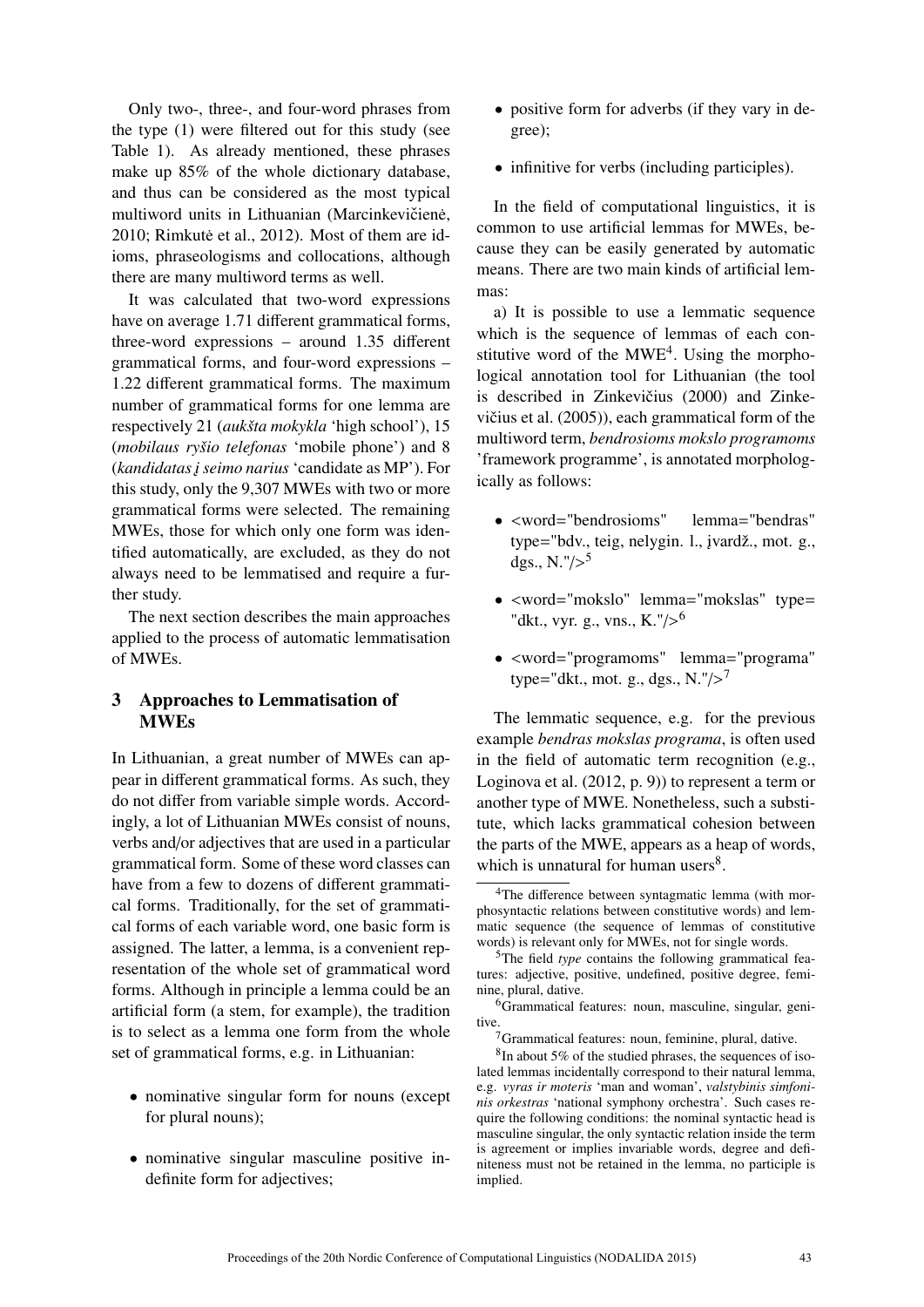Only two-, three-, and four-word phrases from the type (1) were filtered out for this study (see Table 1). As already mentioned, these phrases make up 85% of the whole dictionary database, and thus can be considered as the most typical multiword units in Lithuanian (Marcinkevičienė, 2010; Rimkutė et al., 2012). Most of them are idioms, phraseologisms and collocations, although there are many multiword terms as well.

It was calculated that two-word expressions have on average 1.71 different grammatical forms, three-word expressions – around 1.35 different grammatical forms, and four-word expressions – 1.22 different grammatical forms. The maximum number of grammatical forms for one lemma are respectively 21 (*aukšta mokykla* 'high school'), 15 (*mobilaus ryšio telefonas* 'mobile phone') and 8 (*kandidatas į seimo narius* 'candidate as MP'). For this study, only the 9,307 MWEs with two or more grammatical forms were selected. The remaining MWEs, those for which only one form was identified automatically, are excluded, as they do not always need to be lemmatised and require a further study.

The next section describes the main approaches applied to the process of automatic lemmatisation of MWEs.

## 3 Approaches to Lemmatisation of MWEs

In Lithuanian, a great number of MWEs can appear in different grammatical forms. As such, they do not differ from variable simple words. Accordingly, a lot of Lithuanian MWEs consist of nouns, verbs and/or adjectives that are used in a particular grammatical form. Some of these word classes can have from a few to dozens of different grammatical forms. Traditionally, for the set of grammatical forms of each variable word, one basic form is assigned. The latter, a lemma, is a convenient representation of the whole set of grammatical word forms. Although in principle a lemma could be an artificial form (a stem, for example), the tradition is to select as a lemma one form from the whole set of grammatical forms, e.g. in Lithuanian:

- nominative singular form for nouns (except for plural nouns);
- nominative singular masculine positive indefinite form for adjectives;
- positive form for adverbs (if they vary in degree);
- infinitive for verbs (including participles).

In the field of computational linguistics, it is common to use artificial lemmas for MWEs, because they can be easily generated by automatic means. There are two main kinds of artificial lemmas:

a) It is possible to use a lemmatic sequence which is the sequence of lemmas of each constitutive word of the MWE[4]. Using the morphological annotation tool for Lithuanian (the tool is described in Zinkevičius (2000) and Zinkevičius et al. (2005)), each grammatical form of the multiword term, *bendrosioms mokslo programoms* 'framework programme', is annotated morphologically as follows:

- <word="bendrosioms" lemma="bendras" type="bdv., teig, nelygin. l., įvardž., mot. g., dgs., N."/>[5]
- <word="mokslo" lemma="mokslas" type= "dkt., vyr. g., vns., K."/>[6]
- <word="programoms" lemma="programa" type="dkt., mot. g., dgs., N."/>[7]

The lemmatic sequence, e.g. for the previous example *bendras mokslas programa*, is often used in the field of automatic term recognition (e.g., Loginova et al. (2012, p. 9)) to represent a term or another type of MWE. Nonetheless, such a substitute, which lacks grammatical cohesion between the parts of the MWE, appears as a heap of words, which is unnatural for human users[8].

[4]The difference between syntagmatic lemma (with morphosyntactic relations between constitutive words) and lemmatic sequence (the sequence of lemmas of constitutive words) is relevant only for MWEs, not for single words.

[5]The field *type* contains the following grammatical features: adjective, positive, undefined, positive degree, feminine, plural, dative.

[6]Grammatical features: noun, masculine, singular, genitive.

[7]Grammatical features: noun, feminine, plural, dative.

[8]In about 5% of the studied phrases, the sequences of isolated lemmas incidentally correspond to their natural lemma, e.g. *vyras ir moteris* 'man and woman', *valstybinis simfoninis orkestras* 'national symphony orchestra'. Such cases require the following conditions: the nominal syntactic head is masculine singular, the only syntactic relation inside the term is agreement or implies invariable words, degree and definiteness must not be retained in the lemma, no participle is implied.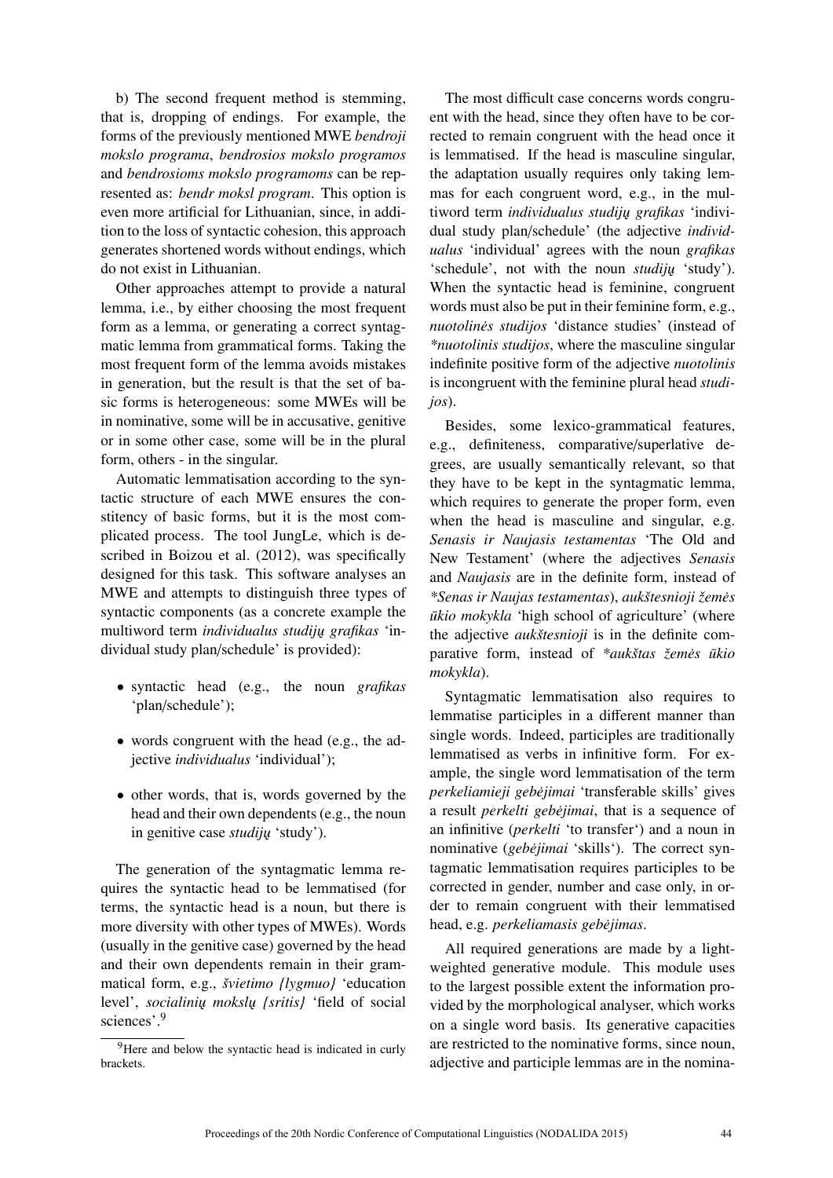b) The second frequent method is stemming, that is, dropping of endings. For example, the forms of the previously mentioned MWE *bendroji mokslo programa*, *bendrosios mokslo programos* and *bendrosioms mokslo programoms* can be represented as: *bendr moksl program*. This option is even more artificial for Lithuanian, since, in addition to the loss of syntactic cohesion, this approach generates shortened words without endings, which do not exist in Lithuanian.

Other approaches attempt to provide a natural lemma, i.e., by either choosing the most frequent form as a lemma, or generating a correct syntagmatic lemma from grammatical forms. Taking the most frequent form of the lemma avoids mistakes in generation, but the result is that the set of basic forms is heterogeneous: some MWEs will be in nominative, some will be in accusative, genitive or in some other case, some will be in the plural form, others - in the singular.

Automatic lemmatisation according to the syntactic structure of each MWE ensures the constitency of basic forms, but it is the most complicated process. The tool JungLe, which is described in Boizou et al. (2012), was specifically designed for this task. This software analyses an MWE and attempts to distinguish three types of syntactic components (as a concrete example the multiword term *individualus studijų grafikas* 'individual study plan/schedule' is provided):

- syntactic head (e.g., the noun *grafikas* 'plan/schedule');
- words congruent with the head (e.g., the adjective *individualus* 'individual');
- other words, that is, words governed by the head and their own dependents (e.g., the noun in genitive case *studijų* 'study').

The generation of the syntagmatic lemma requires the syntactic head to be lemmatised (for terms, the syntactic head is a noun, but there is more diversity with other types of MWEs). Words (usually in the genitive case) governed by the head and their own dependents remain in their grammatical form, e.g., *švietimo {lygmuo}* 'education level', *socialinių mokslų {sritis}* 'field of social sciences'.[9]

[9] Here and below the syntactic head is indicated in curly brackets.

The most difficult case concerns words congruent with the head, since they often have to be corrected to remain congruent with the head once it is lemmatised. If the head is masculine singular, the adaptation usually requires only taking lemmas for each congruent word, e.g., in the multiword term *individualus studijų grafikas* 'individual study plan/schedule' (the adjective *individualus* 'individual' agrees with the noun *grafikas* 'schedule', not with the noun *studijų* 'study'). When the syntactic head is feminine, congruent words must also be put in their feminine form, e.g., *nuotolinės studijos* 'distance studies' (instead of *\*nuotolinis studijos*, where the masculine singular indefinite positive form of the adjective *nuotolinis* is incongruent with the feminine plural head *studijos*).

Besides, some lexico-grammatical features, e.g., definiteness, comparative/superlative degrees, are usually semantically relevant, so that they have to be kept in the syntagmatic lemma, which requires to generate the proper form, even when the head is masculine and singular, e.g. *Senasis ir Naujasis testamentas* 'The Old and New Testament' (where the adjectives *Senasis* and *Naujasis* are in the definite form, instead of *\*Senas ir Naujas testamentas*), *aukštesnioji žemės ūkio mokykla* 'high school of agriculture' (where the adjective *aukštesnioji* is in the definite comparative form, instead of *\*aukštas žemės ūkio mokykla*).

Syntagmatic lemmatisation also requires to lemmatise participles in a different manner than single words. Indeed, participles are traditionally lemmatised as verbs in infinitive form. For example, the single word lemmatisation of the term *perkeliamieji gebėjimai* 'transferable skills' gives a result *perkelti gebėjimai*, that is a sequence of an infinitive (*perkelti* 'to transfer') and a noun in nominative (*gebėjimai* 'skills'). The correct syntagmatic lemmatisation requires participles to be corrected in gender, number and case only, in order to remain congruent with their lemmatised head, e.g. *perkeliamasis gebėjimas*.

All required generations are made by a lightweighted generative module. This module uses to the largest possible extent the information provided by the morphological analyser, which works on a single word basis. Its generative capacities are restricted to the nominative forms, since noun, adjective and participle lemmas are in the nomina-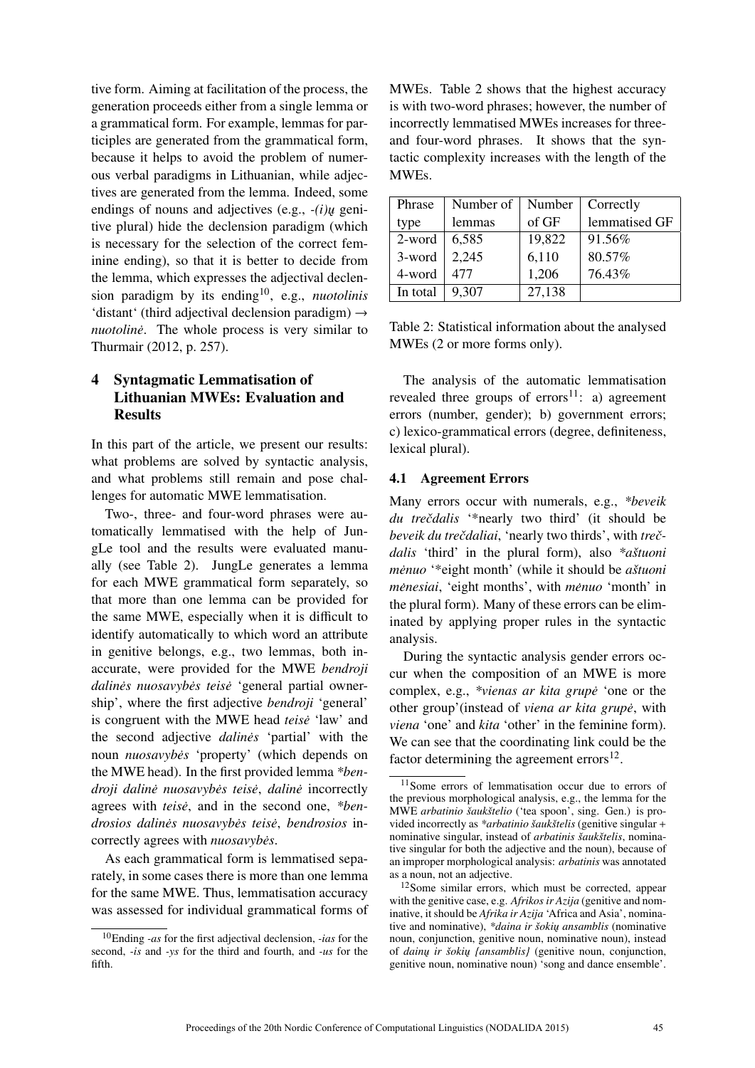tive form. Aiming at facilitation of the process, the generation proceeds either from a single lemma or a grammatical form. For example, lemmas for participles are generated from the grammatical form, because it helps to avoid the problem of numerous verbal paradigms in Lithuanian, while adjectives are generated from the lemma. Indeed, some endings of nouns and adjectives (e.g., *-(i)ų* genitive plural) hide the declension paradigm (which is necessary for the selection of the correct feminine ending), so that it is better to decide from the lemma, which expresses the adjectival declension paradigm by its ending[10], e.g., *nuotolinis* 'distant' (third adjectival declension paradigm) → *nuotolinė*. The whole process is very similar to Thurmair (2012, p. 257).

## 4 Syntagmatic Lemmatisation of Lithuanian MWEs: Evaluation and Results

In this part of the article, we present our results: what problems are solved by syntactic analysis, and what problems still remain and pose challenges for automatic MWE lemmatisation.

Two-, three- and four-word phrases were automatically lemmatised with the help of JungLe tool and the results were evaluated manually (see Table 2). JungLe generates a lemma for each MWE grammatical form separately, so that more than one lemma can be provided for the same MWE, especially when it is difficult to identify automatically to which word an attribute in genitive belongs, e.g., two lemmas, both inaccurate, were provided for the MWE *bendroji dalinės nuosavybės teisė* 'general partial ownership', where the first adjective *bendroji* 'general' is congruent with the MWE head *teisė* 'law' and the second adjective *dalinės* 'partial' with the noun *nuosavybės* 'property' (which depends on the MWE head). In the first provided lemma *\*bendroji dalinė nuosavybės teisė*, *dalinė* incorrectly agrees with *teisė*, and in the second one, *\*bendrosios dalinės nuosavybės teisė*, *bendrosios* incorrectly agrees with *nuosavybės*.

As each grammatical form is lemmatised separately, in some cases there is more than one lemma for the same MWE. Thus, lemmatisation accuracy was assessed for individual grammatical forms of MWEs. Table 2 shows that the highest accuracy is with two-word phrases; however, the number of incorrectly lemmatised MWEs increases for three- and four-word phrases. It shows that the syntactic complexity increases with the length of the MWEs.

| Phrase type | Number of lemmas | Number of GF | Correctly lemmatised GF |
|---|---|---|---|
| 2-word | 6,585 | 19,822 | 91.56% |
| 3-word | 2,245 | 6,110 | 80.57% |
| 4-word | 477 | 1,206 | 76.43% |
| In total | 9,307 | 27,138 | |

Table 2: Statistical information about the analysed MWEs (2 or more forms only).

The analysis of the automatic lemmatisation revealed three groups of errors[11]: a) agreement errors (number, gender); b) government errors; c) lexico-grammatical errors (degree, definiteness, lexical plural).

### 4.1 Agreement Errors

Many errors occur with numerals, e.g., *\*beveik du trečdalis* '\*nearly two third' (it should be *beveik du trečdaliai*, 'nearly two thirds', with *trečdalis* 'third' in the plural form), also *\*aštuoni mėnuo* '\*eight month' (while it should be *aštuoni mėnesiai*, 'eight months', with *mėnuo* 'month' in the plural form). Many of these errors can be eliminated by applying proper rules in the syntactic analysis.

During the syntactic analysis gender errors occur when the composition of an MWE is more complex, e.g., *\*vienas ar kita grupė* 'one or the other group'(instead of *viena ar kita grupė*, with *viena* 'one' and *kita* 'other' in the feminine form). We can see that the coordinating link could be the factor determining the agreement errors[12].

---

[10] Ending *-as* for the first adjectival declension, *-ias* for the second, *-is* and *-ys* for the third and fourth, and *-us* for the fifth.

[11] Some errors of lemmatisation occur due to errors of the previous morphological analysis, e.g., the lemma for the MWE *arbatinio šaukštelio* ('tea spoon', sing. Gen.) is provided incorrectly as *\*arbatinio šaukštelis* (genitive singular + nominative singular, instead of *arbatinis šaukštelis*, nominative singular for both the adjective and the noun), because of an improper morphological analysis: *arbatinis* was annotated as a noun, not an adjective.

[12] Some similar errors, which must be corrected, appear with the genitive case, e.g. *Afrikos ir Azija* (genitive and nominative, it should be *Afrika ir Azija* 'Africa and Asia', nominative and nominative), *\*daina ir šokių ansamblis* (nominative noun, conjunction, genitive noun, nominative noun), instead of *dainų ir šokių {ansamblis}* (genitive noun, conjunction, genitive noun, nominative noun) 'song and dance ensemble'.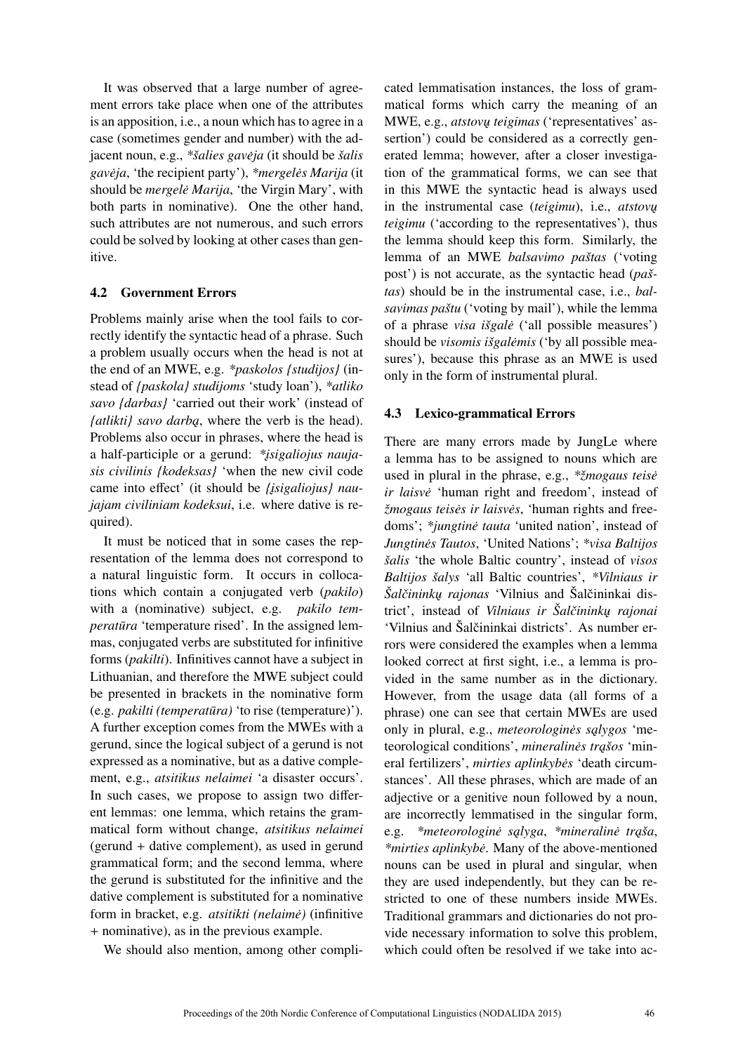It was observed that a large number of agreement errors take place when one of the attributes is an apposition, i.e., a noun which has to agree in a case (sometimes gender and number) with the adjacent noun, e.g., *\*šalies gavėja* (it should be *šalis gavėja*, 'the recipient party'), *\*mergelės Marija* (it should be *mergelė Marija*, 'the Virgin Mary', with both parts in nominative). One the other hand, such attributes are not numerous, and such errors could be solved by looking at other cases than genitive.

### 4.2 Government Errors

Problems mainly arise when the tool fails to correctly identify the syntactic head of a phrase. Such a problem usually occurs when the head is not at the end of an MWE, e.g. *\*paskolos {studijos}* (instead of *{paskola} studijoms* 'study loan'), *\*atliko savo {darbas}* 'carried out their work' (instead of *{atlikti} savo darbą*, where the verb is the head). Problems also occur in phrases, where the head is a half-participle or a gerund: *\*įsigaliojus naujasis civilinis {kodeksas}* 'when the new civil code came into effect' (it should be *{įsigaliojus} naujajam civiliniam kodeksui*, i.e. where dative is required).

It must be noticed that in some cases the representation of the lemma does not correspond to a natural linguistic form. It occurs in collocations which contain a conjugated verb (*pakilo*) with a (nominative) subject, e.g. *pakilo temperatūra* 'temperature rised'. In the assigned lemmas, conjugated verbs are substituted for infinitive forms (*pakilti*). Infinitives cannot have a subject in Lithuanian, and therefore the MWE subject could be presented in brackets in the nominative form (e.g. *pakilti (temperatūra)* 'to rise (temperature)'). A further exception comes from the MWEs with a gerund, since the logical subject of a gerund is not expressed as a nominative, but as a dative complement, e.g., *atsitikus nelaimei* 'a disaster occurs'. In such cases, we propose to assign two different lemmas: one lemma, which retains the grammatical form without change, *atsitikus nelaimei* (gerund + dative complement), as used in gerund grammatical form; and the second lemma, where the gerund is substituted for the infinitive and the dative complement is substituted for a nominative form in bracket, e.g. *atsitikti (nelaimė)* (infinitive + nominative), as in the previous example.

We should also mention, among other complicated lemmatisation instances, the loss of grammatical forms which carry the meaning of an MWE, e.g., *atstovų teigimas* ('representatives' assertion') could be considered as a correctly generated lemma; however, after a closer investigation of the grammatical forms, we can see that in this MWE the syntactic head is always used in the instrumental case (*teigimu*), i.e., *atstovų teigimu* ('according to the representatives'), thus the lemma should keep this form. Similarly, the lemma of an MWE *balsavimo paštas* ('voting post') is not accurate, as the syntactic head (*paštas*) should be in the instrumental case, i.e., *balsavimas paštu* ('voting by mail'), while the lemma of a phrase *visa išgalė* ('all possible measures') should be *visomis išgalėmis* ('by all possible measures'), because this phrase as an MWE is used only in the form of instrumental plural.

### 4.3 Lexico-grammatical Errors

There are many errors made by JungLe where a lemma has to be assigned to nouns which are used in plural in the phrase, e.g., *\*žmogaus teisė ir laisvė* 'human right and freedom', instead of *žmogaus teisės ir laisvės*, 'human rights and freedoms'; *\*jungtinė tauta* 'united nation', instead of *Jungtinės Tautos*, 'United Nations'; *\*visa Baltijos šalis* 'the whole Baltic country', instead of *visos Baltijos šalys* 'all Baltic countries', *\*Vilniaus ir Šalčininkų rajonas* 'Vilnius and Šalčininkai district', instead of *Vilniaus ir Šalčininkų rajonai* 'Vilnius and Šalčininkai districts'. As number errors were considered the examples when a lemma looked correct at first sight, i.e., a lemma is provided in the same number as in the dictionary. However, from the usage data (all forms of a phrase) one can see that certain MWEs are used only in plural, e.g., *meteorologinės sąlygos* 'meteorological conditions', *mineralinės trąšos* 'mineral fertilizers', *mirties aplinkybės* 'death circumstances'. All these phrases, which are made of an adjective or a genitive noun followed by a noun, are incorrectly lemmatised in the singular form, e.g. *\*meteorologinė sąlyga*, *\*mineralinė trąša*, *\*mirties aplinkybė*. Many of the above-mentioned nouns can be used in plural and singular, when they are used independently, but they can be restricted to one of these numbers inside MWEs. Traditional grammars and dictionaries do not provide necessary information to solve this problem, which could often be resolved if we take into ac-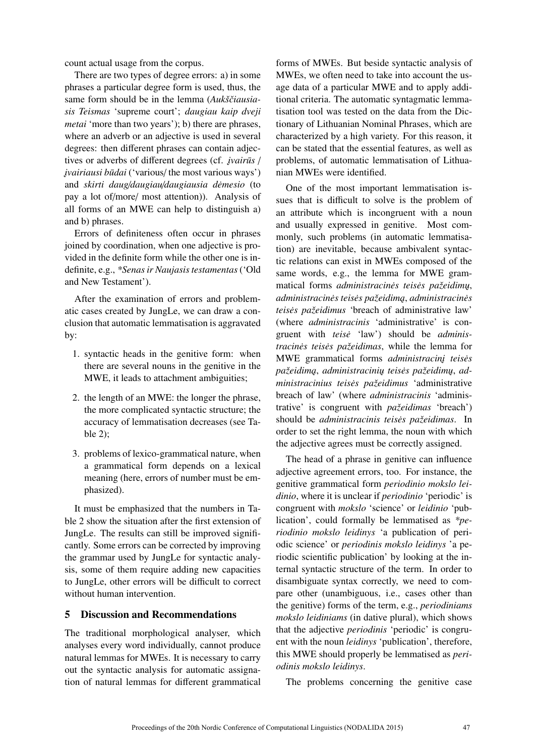count actual usage from the corpus.

There are two types of degree errors: a) in some phrases a particular degree form is used, thus, the same form should be in the lemma (*Aukščiausiasis Teismas* 'supreme court'; *daugiau kaip dveji metai* 'more than two years'); b) there are phrases, where an adverb or an adjective is used in several degrees: then different phrases can contain adjectives or adverbs of different degrees (cf. *įvairūs / įvairiausi būdai* ('various/ the most various ways') and *skirti daug/daugiau/daugiausia dėmesio* (to pay a lot of/more/ most attention)). Analysis of all forms of an MWE can help to distinguish a) and b) phrases.

Errors of definiteness often occur in phrases joined by coordination, when one adjective is provided in the definite form while the other one is indefinite, e.g., *\*Senas ir Naujasis testamentas* ('Old and New Testament').

After the examination of errors and problematic cases created by JungLe, we can draw a conclusion that automatic lemmatisation is aggravated by:

1. syntactic heads in the genitive form: when there are several nouns in the genitive in the MWE, it leads to attachment ambiguities;
2. the length of an MWE: the longer the phrase, the more complicated syntactic structure; the accuracy of lemmatisation decreases (see Table 2);
3. problems of lexico-grammatical nature, when a grammatical form depends on a lexical meaning (here, errors of number must be emphasized).

It must be emphasized that the numbers in Table 2 show the situation after the first extension of JungLe. The results can still be improved significantly. Some errors can be corrected by improving the grammar used by JungLe for syntactic analysis, some of them require adding new capacities to JungLe, other errors will be difficult to correct without human intervention.

## 5 Discussion and Recommendations

The traditional morphological analyser, which analyses every word individually, cannot produce natural lemmas for MWEs. It is necessary to carry out the syntactic analysis for automatic assignation of natural lemmas for different grammatical forms of MWEs. But beside syntactic analysis of MWEs, we often need to take into account the usage data of a particular MWE and to apply additional criteria. The automatic syntagmatic lemmatisation tool was tested on the data from the Dictionary of Lithuanian Nominal Phrases, which are characterized by a high variety. For this reason, it can be stated that the essential features, as well as problems, of automatic lemmatisation of Lithuanian MWEs were identified.

One of the most important lemmatisation issues that is difficult to solve is the problem of an attribute which is incongruent with a noun and usually expressed in genitive. Most commonly, such problems (in automatic lemmatisation) are inevitable, because ambivalent syntactic relations can exist in MWEs composed of the same words, e.g., the lemma for MWE grammatical forms *administracinės teisės pažeidimų, administracinės teisės pažeidimą, administracinės teisės pažeidimus* 'breach of administrative law' (where *administracinis* 'administrative' is congruent with *teisė* 'law') should be *administracinės teisės pažeidimas*, while the lemma for MWE grammatical forms *administracinį teisės pažeidimą, administracinių teisės pažeidimų, administracinius teisės pažeidimus* 'administrative breach of law' (where *administracinis* 'administrative' is congruent with *pažeidimas* 'breach') should be *administracinis teisės pažeidimas*. In order to set the right lemma, the noun with which the adjective agrees must be correctly assigned.

The head of a phrase in genitive can influence adjective agreement errors, too. For instance, the genitive grammatical form *periodinio mokslo leidinio*, where it is unclear if *periodinio* 'periodic' is congruent with *mokslo* 'science' or *leidinio* 'publication', could formally be lemmatised as *\*periodinio mokslo leidinys* 'a publication of periodic science' or *periodinis mokslo leidinys* 'a periodic scientific publication' by looking at the internal syntactic structure of the term. In order to disambiguate syntax correctly, we need to compare other (unambiguous, i.e., cases other than the genitive) forms of the term, e.g., *periodiniams mokslo leidiniams* (in dative plural), which shows that the adjective *periodinis* 'periodic' is congruent with the noun *leidinys* 'publication', therefore, this MWE should properly be lemmatised as *periodinis mokslo leidinys*.

The problems concerning the genitive case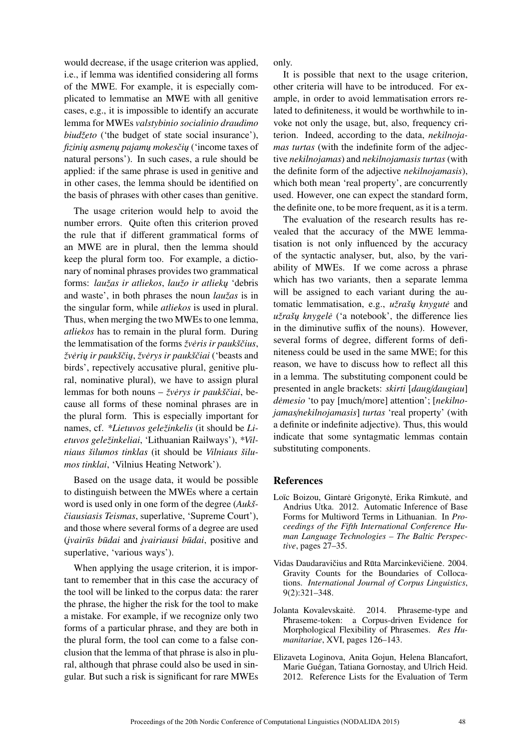would decrease, if the usage criterion was applied, i.e., if lemma was identified considering all forms of the MWE. For example, it is especially complicated to lemmatise an MWE with all genitive cases, e.g., it is impossible to identify an accurate lemma for MWEs *valstybinio socialinio draudimo biudžeto* ('the budget of state social insurance'), *fizinių asmenų pajamų mokesčių* ('income taxes of natural persons'). In such cases, a rule should be applied: if the same phrase is used in genitive and in other cases, the lemma should be identified on the basis of phrases with other cases than genitive.

The usage criterion would help to avoid the number errors. Quite often this criterion proved the rule that if different grammatical forms of an MWE are in plural, then the lemma should keep the plural form too. For example, a dictionary of nominal phrases provides two grammatical forms: *laužas ir atliekos*, *laužo ir atliekų* 'debris and waste', in both phrases the noun *laužas* is in the singular form, while *atliekos* is used in plural. Thus, when merging the two MWEs to one lemma, *atliekos* has to remain in the plural form. During the lemmatisation of the forms *žvėris ir paukščius*, *žvėrių ir paukščių*, *žvėrys ir paukščiai* ('beasts and birds', repectively accusative plural, genitive plural, nominative plural), we have to assign plural lemmas for both nouns – *žvėrys ir paukščiai*, because all forms of these nominal phrases are in the plural form. This is especially important for names, cf. *\*Lietuvos geležinkelis* (it should be *Lietuvos geležinkeliai*, 'Lithuanian Railways'), *\*Vilniaus šilumos tinklas* (it should be *Vilniaus šilumos tinklai*, 'Vilnius Heating Network').

Based on the usage data, it would be possible to distinguish between the MWEs where a certain word is used only in one form of the degree (*Aukščiausiasis Teismas*, superlative, 'Supreme Court'), and those where several forms of a degree are used (*įvairūs būdai* and *įvairiausi būdai*, positive and superlative, 'various ways').

When applying the usage criterion, it is important to remember that in this case the accuracy of the tool will be linked to the corpus data: the rarer the phrase, the higher the risk for the tool to make a mistake. For example, if we recognize only two forms of a particular phrase, and they are both in the plural form, the tool can come to a false conclusion that the lemma of that phrase is also in plural, although that phrase could also be used in singular. But such a risk is significant for rare MWEs only.

It is possible that next to the usage criterion, other criteria will have to be introduced. For example, in order to avoid lemmatisation errors related to definiteness, it would be worthwhile to invoke not only the usage, but, also, frequency criterion. Indeed, according to the data, *nekilnojamas turtas* (with the indefinite form of the adjective *nekilnojamas*) and *nekilnojamasis turtas* (with the definite form of the adjective *nekilnojamasis*), which both mean 'real property', are concurrently used. However, one can expect the standard form, the definite one, to be more frequent, as it is a term.

The evaluation of the research results has revealed that the accuracy of the MWE lemmatisation is not only influenced by the accuracy of the syntactic analyser, but, also, by the variability of MWEs. If we come across a phrase which has two variants, then a separate lemma will be assigned to each variant during the automatic lemmatisation, e.g., *užrašų knygutė* and *užrašų knygelė* ('a notebook', the difference lies in the diminutive suffix of the nouns). However, several forms of degree, different forms of definiteness could be used in the same MWE; for this reason, we have to discuss how to reflect all this in a lemma. The substituting component could be presented in angle brackets: *skirti* [*daug/daugiau*] *dėmesio* 'to pay [much/more] attention'; [*nekilnojamas/nekilnojamasis*] *turtas* 'real property' (with a definite or indefinite adjective). Thus, this would indicate that some syntagmatic lemmas contain substituting components.

## References

Loïc Boizou, Gintarė Grigonytė, Erika Rimkutė, and Andrius Utka. 2012. Automatic Inference of Base Forms for Multiword Terms in Lithuanian. In *Proceedings of the Fifth International Conference Human Language Technologies – The Baltic Perspective*, pages 27–35.

Vidas Daudaravičius and Rūta Marcinkevičienė. 2004. Gravity Counts for the Boundaries of Collocations. *International Journal of Corpus Linguistics*, 9(2):321–348.

Jolanta Kovalevskaitė. 2014. Phraseme-type and Phraseme-token: a Corpus-driven Evidence for Morphological Flexibility of Phrasemes. *Res Humanitariae*, XVI, pages 126–143.

Elizaveta Loginova, Anita Gojun, Helena Blancafort, Marie Guégan, Tatiana Gornostay, and Ulrich Heid. 2012. Reference Lists for the Evaluation of Term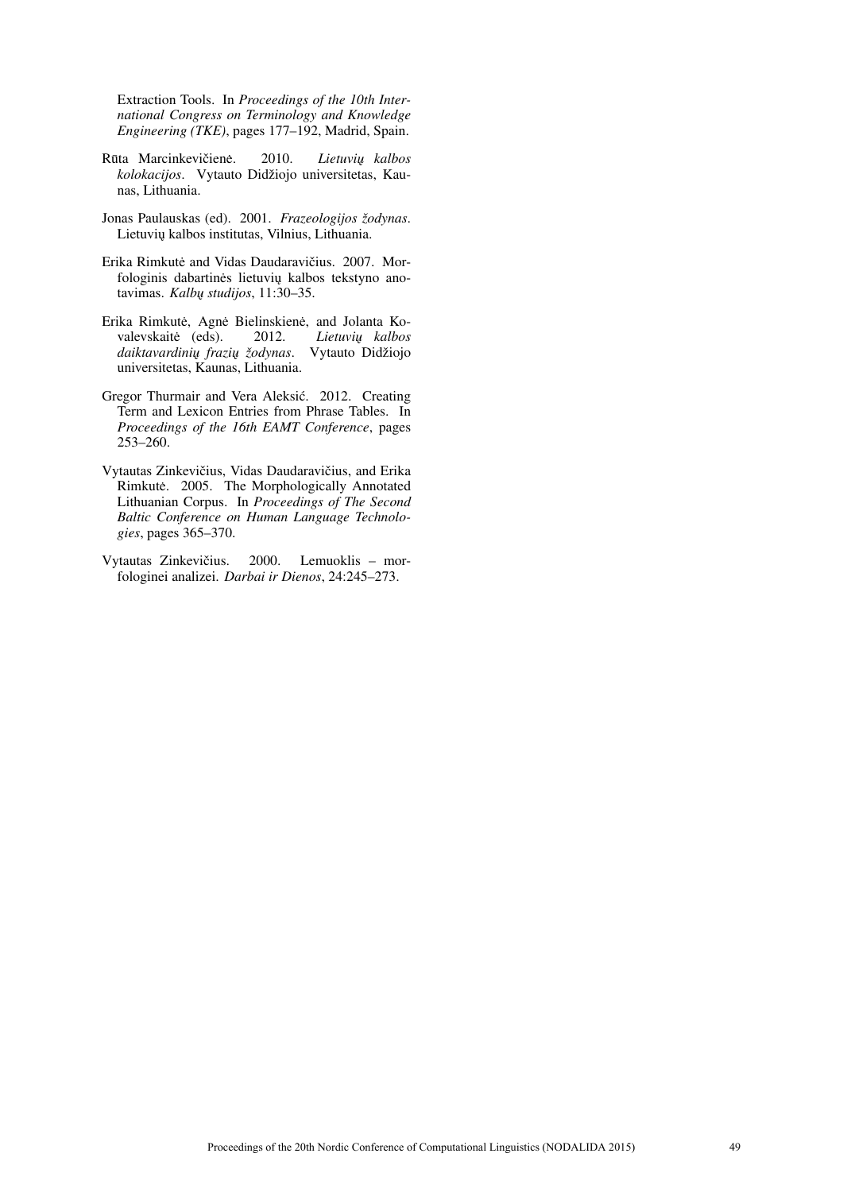Extraction Tools. In *Proceedings of the 10th International Congress on Terminology and Knowledge Engineering (TKE)*, pages 177–192, Madrid, Spain.

Rūta Marcinkevičienė. 2010. *Lietuvių kalbos kolokacijos*. Vytauto Didžiojo universitetas, Kaunas, Lithuania.

Jonas Paulauskas (ed). 2001. *Frazeologijos žodynas*. Lietuvių kalbos institutas, Vilnius, Lithuania.

Erika Rimkutė and Vidas Daudaravičius. 2007. Morfologinis dabartinės lietuvių kalbos tekstyno anotavimas. *Kalbų studijos*, 11:30–35.

Erika Rimkutė, Agnė Bielinskienė, and Jolanta Kovalevskaitė (eds). 2012. *Lietuvių kalbos daiktavardinių frazių žodynas*. Vytauto Didžiojo universitetas, Kaunas, Lithuania.

Gregor Thurmair and Vera Aleksić. 2012. Creating Term and Lexicon Entries from Phrase Tables. In *Proceedings of the 16th EAMT Conference*, pages 253–260.

Vytautas Zinkevičius, Vidas Daudaravičius, and Erika Rimkutė. 2005. The Morphologically Annotated Lithuanian Corpus. In *Proceedings of The Second Baltic Conference on Human Language Technologies*, pages 365–370.

Vytautas Zinkevičius. 2000. Lemuoklis – morfologinei analizei. *Darbai ir Dienos*, 24:245–273.